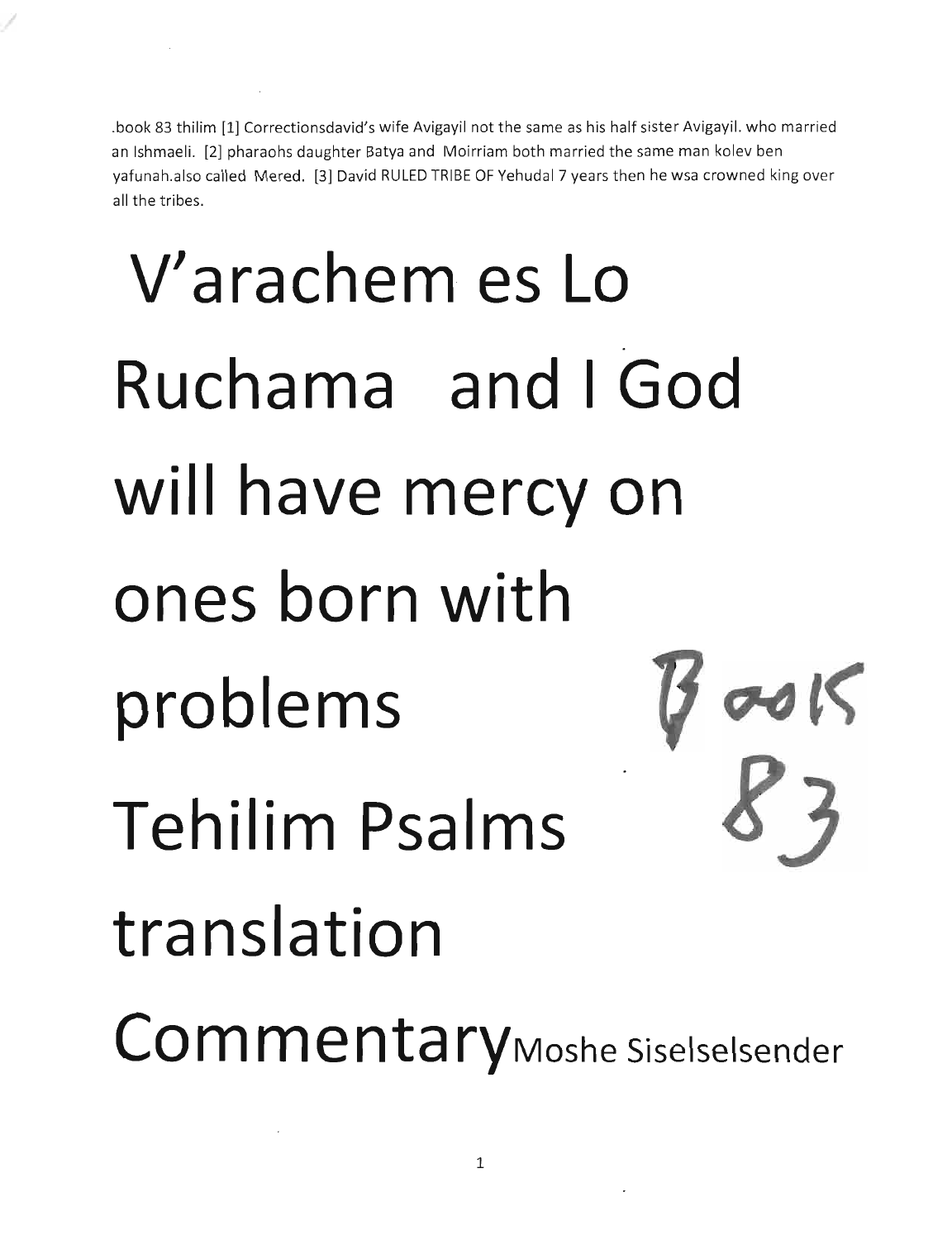.book 83 thilim [1] Correctionsdavid's wife Avigayil not the same as his half sister Avigayil. who married an Ishmaeli. [2] pharaohs daughter Batya and Moirriam both married the same man kolev ben yafunah.also called Mered. [3] David RULED TRIBE OF Yehudal 7 years then he wsa crowned king over all the tribes.

# V'arachem es Lo Ruchama and I God will have mercy on ones born with problems

# Tehilim Psalms translation Commentary

Moshe Siselselsender

Book 83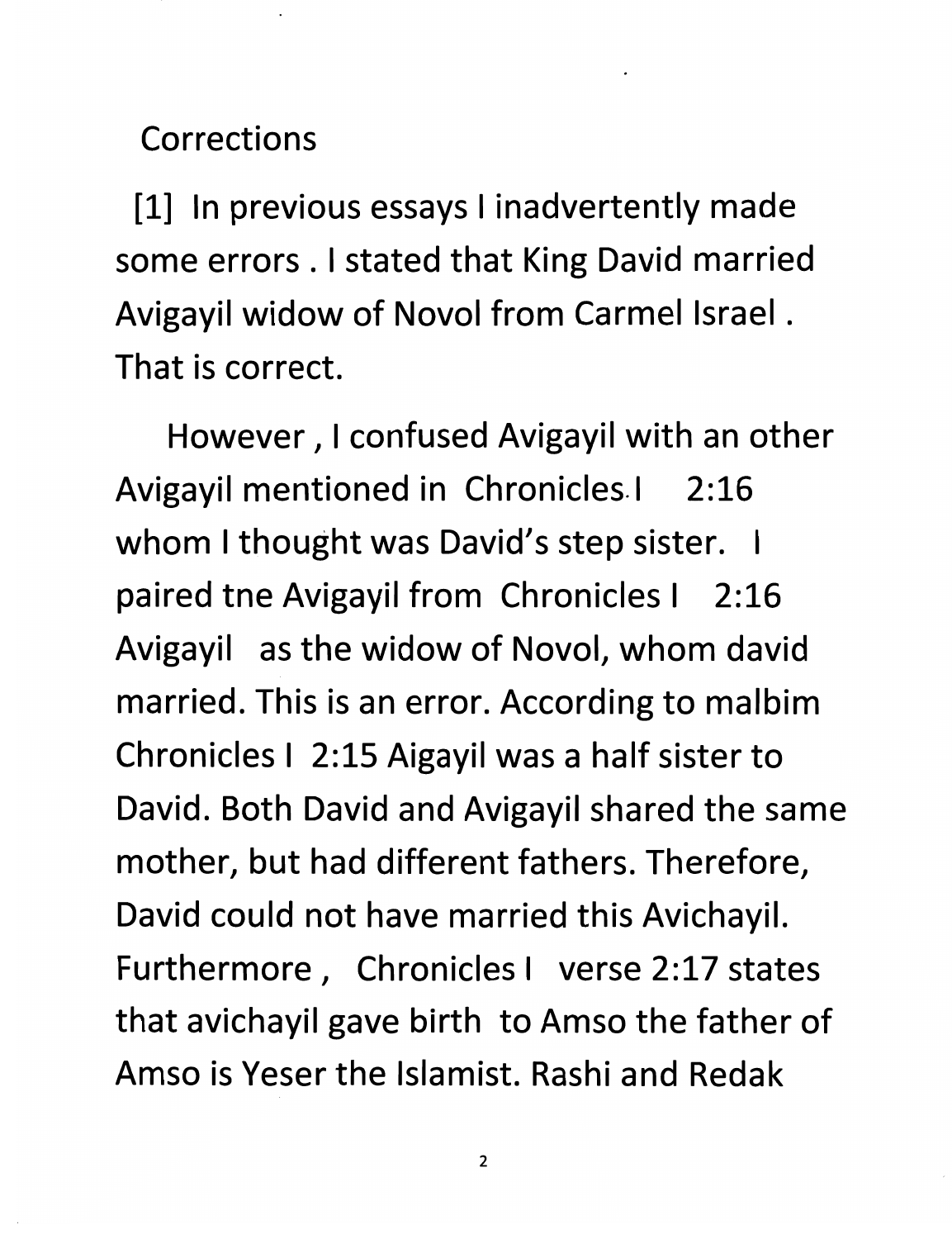Corrections

[1] In previous essays I inadvertently made some errors . I stated that King David married Avigayil widow of Novol from Carmel Israel . That is correct.

However , I confused Avigayil with an other Avigayil mentioned in Chronicles I 2:16 whom I thought was David's step sister. I paired tne Avigayil from Chronicles I 2:16 Avigayil as the widow of Novol, whom david married. This is an error. According to malbim Chronicles I 2:15 Aigayil was a half sister to David. Both David and Avigayil shared the same mother, but had different fathers. Therefore, David could not have married this Avichayil. Furthermore , Chronicles I verse 2:17 states that avichayil gave birth to Amso the father of Amso is Yeser the Islamist. Rashi and Redak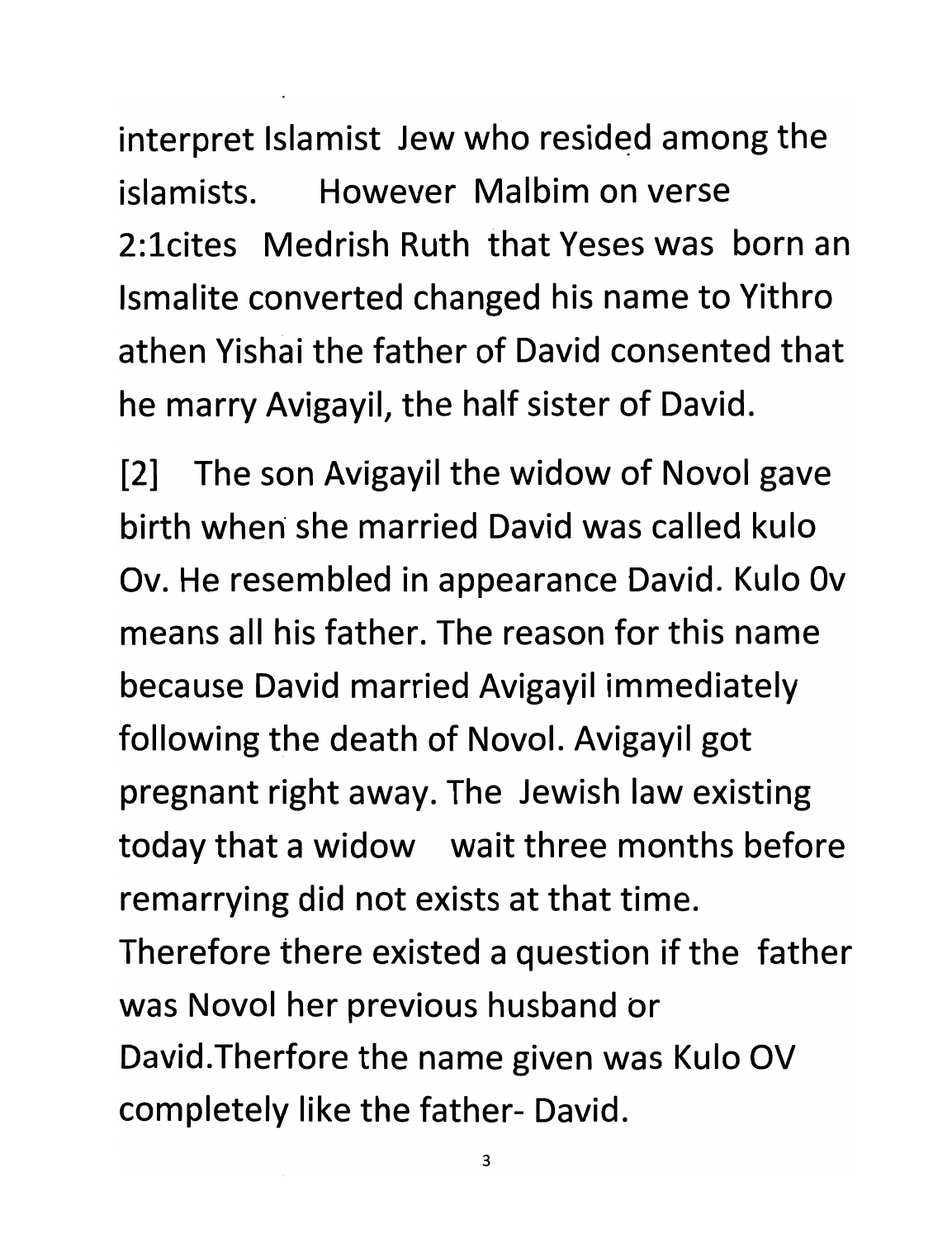interpret Islamist Jew who resided among the islamists. However Malbim on verse 2:1cites Medrish Ruth that Yeses was born an Ismalite converted changed his name to Yithro athen Yishai the father of David consented that he marry Avigayil, the half sister of David.

[2] The son Avigayil the widow of Novol gave birth when she married David was called kulo Ov. He resembled in appearance David. Kulo 0v means all his father. The reason for this name because David married Avigayil immediately following the death of Novol. Avigayil got pregnant right away. The Jewish law existing today that a widow wait three months before remarrying did not exists at that time. Therefore there existed a question if the father was Novol her previous husband or David.Therfore the name given was Kulo OV completely like the father- David.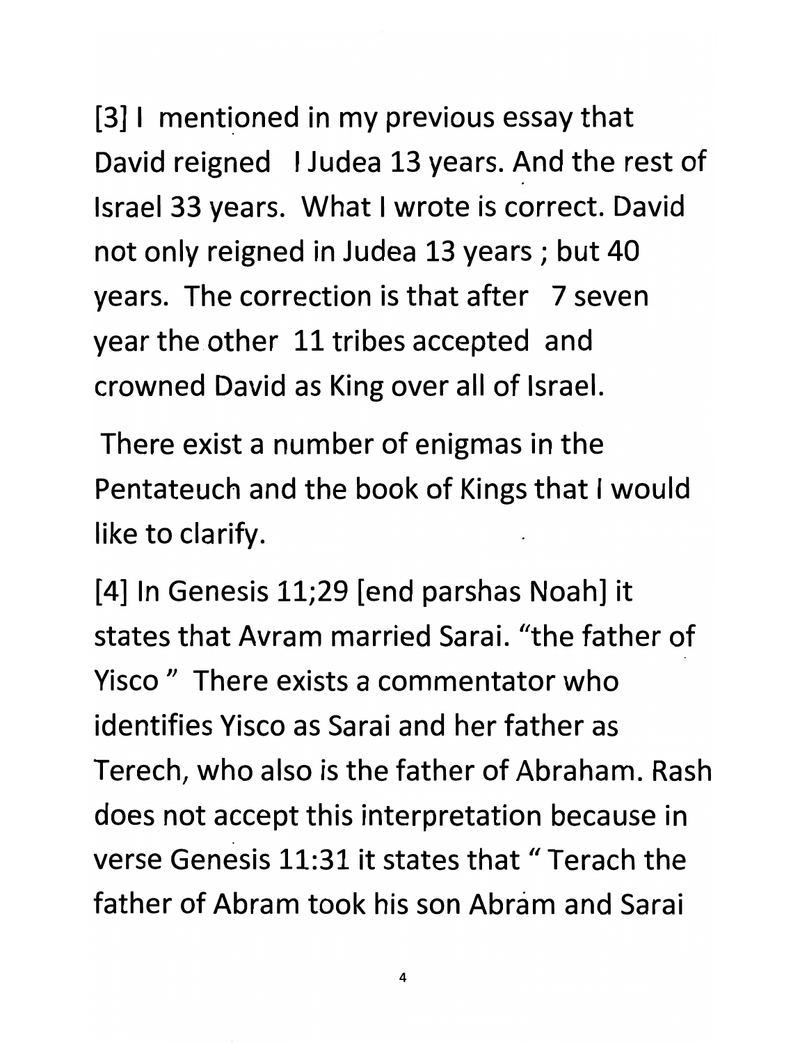[3] I mentioned in my previous essay that David reigned I Judea 13 years. And the rest of Israel 33 years. What I wrote is correct. David not only reigned in Judea 13 years ; but 40 years. The correction is that after 7 seven year the other 11 tribes accepted and crowned David as King over all of Israel.

There exist a number of enigmas in the Pentateuch and the book of Kings that I would like to clarify.

[4] In Genesis 11;29 [end parshas Noah] it states that Avram married Sarai. "the father of Yisco " There exists a commentator who identifies Yisco as Sarai and her father as Terech, who also is the father of Abraham. Rash does not accept this interpretation because in verse Genesis 11:31 it states that " Terach the father of Abram took his son Abram and Sarai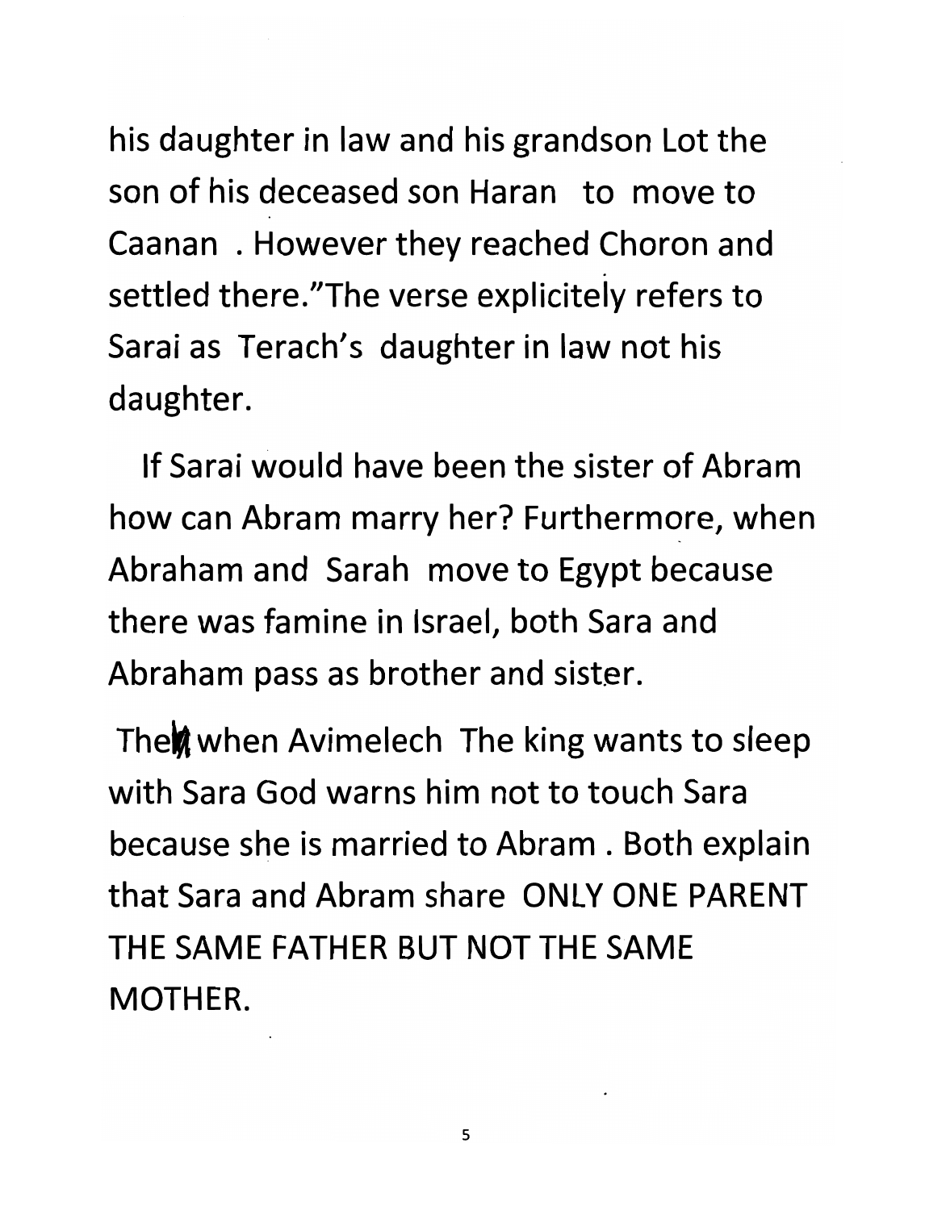his daughter in law and his grandson Lot the son of his deceased son Haran to move to Caanan . However they reached Choron and settled there."The verse explicitely refers to Sarai as Terach's daughter in law not his daughter.

If Sarai would have been the sister of Abram how can Abram marry her? Furthermore, when Abraham and Sarah move to Egypt because there was famine in Israel, both Sara and Abraham pass as brother and sister.

Then when Avimelech The king wants to sleep with Sara God warns him not to touch Sara because she is married to Abram . Both explain that Sara and Abram share ONLY ONE PARENT THE SAME FATHER BUT NOT THE SAME MOTHER.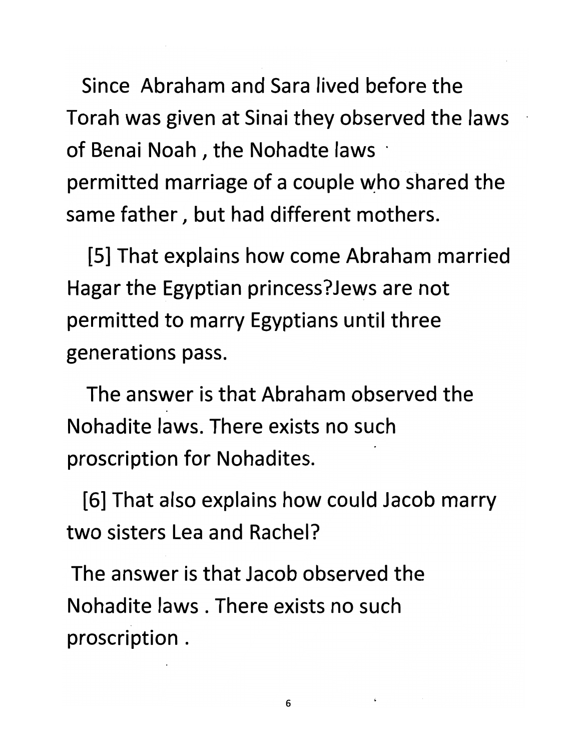Since Abraham and Sara lived before the Torah was given at Sinai they observed the laws of Benai Noah , the Nohadte laws permitted marriage of a couple who shared the same father , but had different mothers.

[5] That explains how come Abraham married Hagar the Egyptian princess?Jews are not permitted to marry Egyptians until three generations pass.

The answer is that Abraham observed the Nohadite laws. There exists no such proscription for Nohadites.

[6] That also explains how could Jacob marry two sisters Lea and Rachel?

The answer is that Jacob observed the Nohadite laws . There exists no such proscription .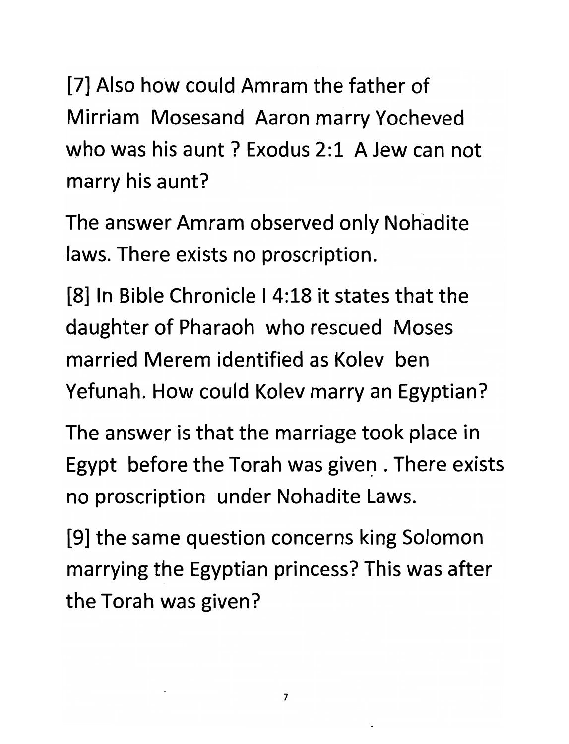[7] Also how could Amram the father of Mirriam Mosesand Aaron marry Yocheved who was his aunt ? Exodus 2:1 A Jew can not marry his aunt?

The answer Amram observed only Nohadite laws. There exists no proscription.

[8] In Bible Chronicle I 4:18 it states that the daughter of Pharaoh who rescued Moses married Merem identified as Kolev ben Yefunah. How could Kolev marry an Egyptian?

The answer is that the marriage took place in Egypt before the Torah was given . There exists no proscription under Nohadite Laws.

[9] the same question concerns king Solomon marrying the Egyptian princess? This was after the Torah was given?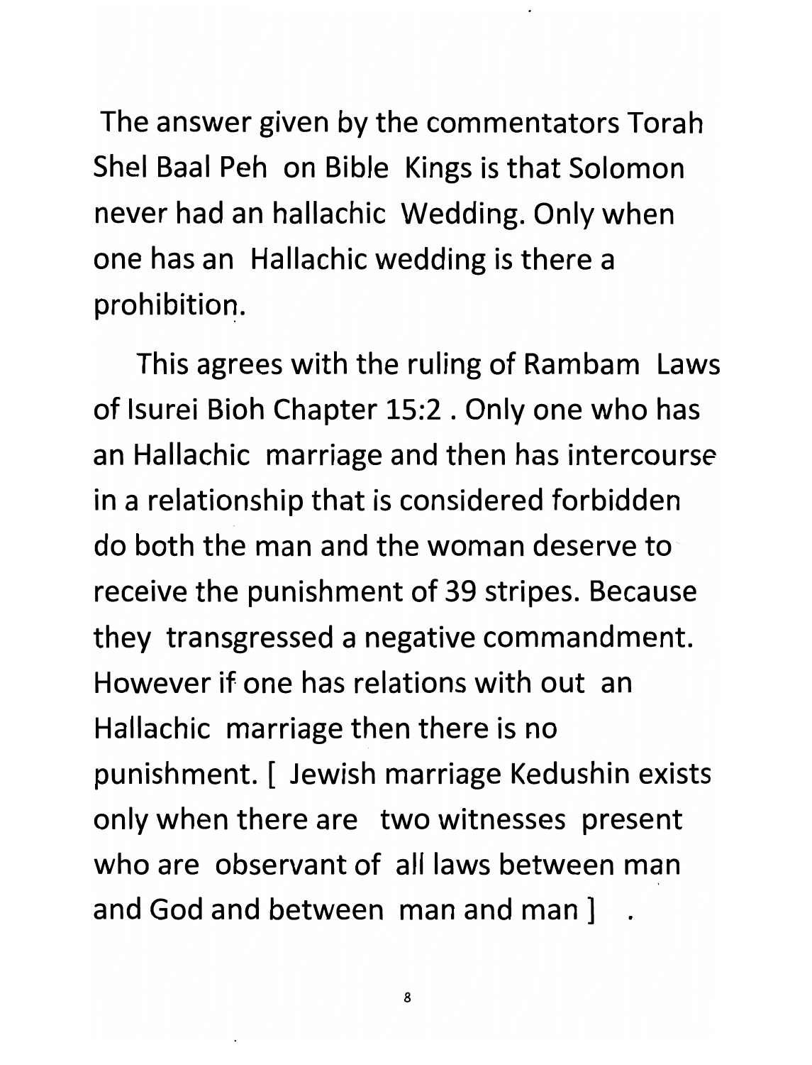The answer given by the commentators Torah Shel Baal Peh on Bible Kings is that Solomon never had an hallachic Wedding. Only when one has an Hallachic wedding is there a prohibition.

This agrees with the ruling of Rambam Laws of Isurei Bioh Chapter 15:2 . Only one who has an Hallachic marriage and then has intercourse in a relationship that is considered forbidden do both the man and the woman deserve to receive the punishment of 39 stripes. Because they transgressed a negative commandment. However if one has relations with out an Hallachic marriage then there is no punishment. [ Jewish marriage Kedushin exists only when there are two witnesses present who are observant of all laws between man and God and between man and man ] .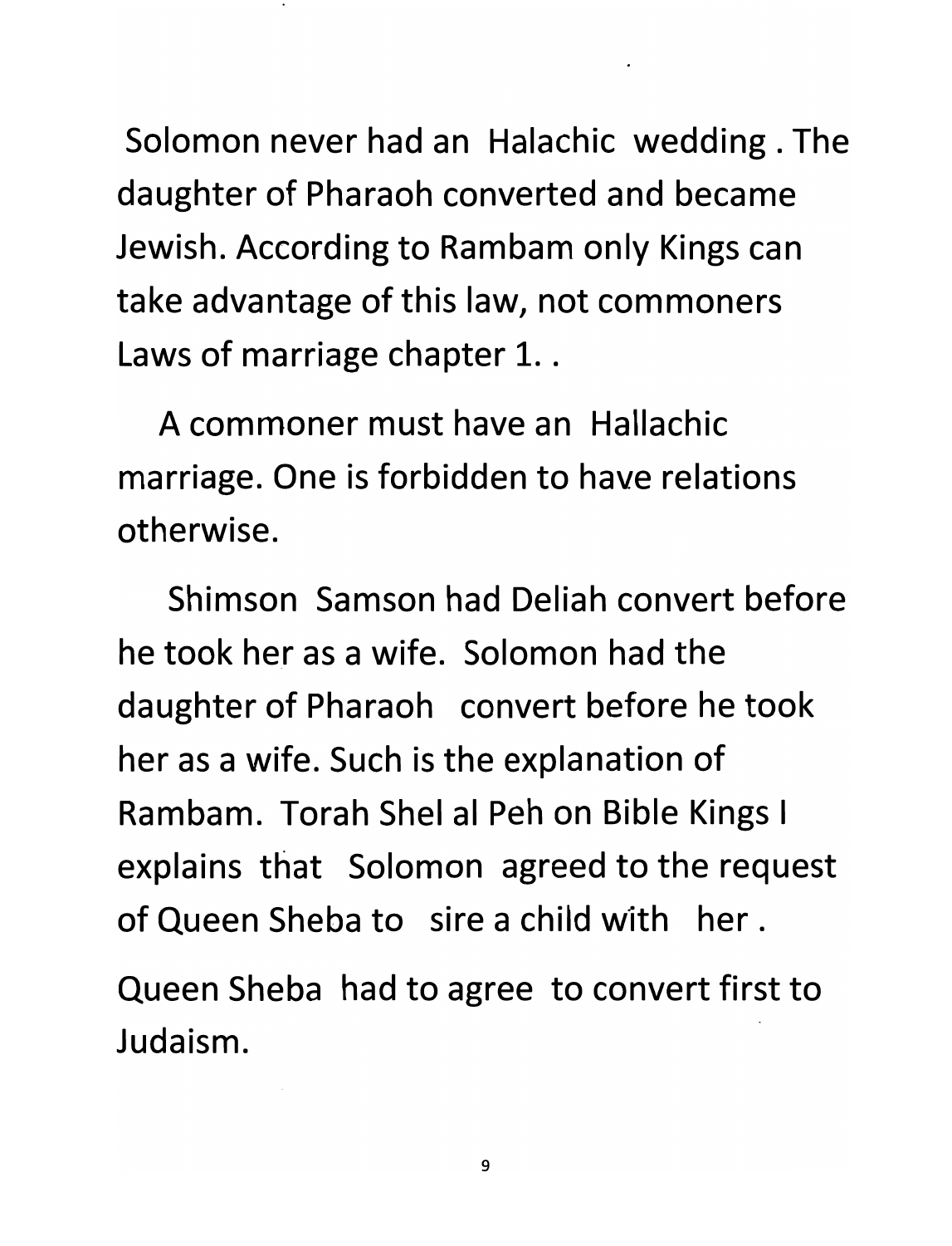Solomon never had an Halachic wedding . The daughter of Pharaoh converted and became Jewish. According to Rambam only Kings can take advantage of this law, not commoners Laws of marriage chapter 1. .

A commoner must have an Hallachic marriage. One is forbidden to have relations otherwise.

Shimson Samson had Deliah convert before he took her as a wife. Solomon had the daughter of Pharaoh convert before he took her as a wife. Such is the explanation of Rambam. Torah Shel al Peh on Bible Kings I explains that Solomon agreed to the request of Queen Sheba to sire a child with her .

Queen Sheba had to agree to convert first to Judaism.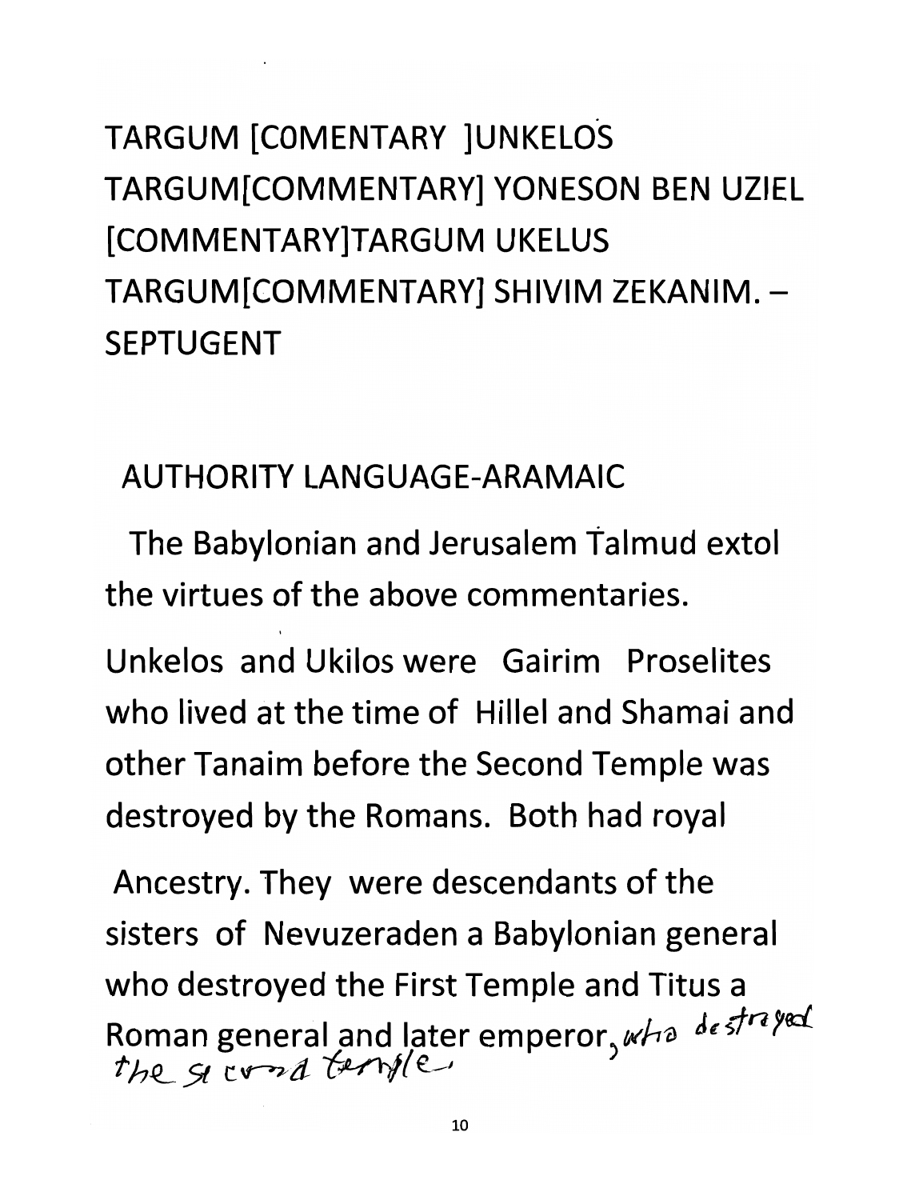TARGUM [COMENTARY ]UNKELOS
TARGUM[COMMENTARY] YONESON BEN UZIEL
[COMMENTARY]TARGUM UKELUS
TARGUM[COMMENTARY] SHIVIM ZEKANIM. – SEPTUGENT

AUTHORITY LANGUAGE-ARAMAIC

The Babylonian and Jerusalem Talmud extol the virtues of the above commentaries.

Unkelos and Ukilos were Gairim Proselites who lived at the time of Hillel and Shamai and other Tanaim before the Second Temple was destroyed by the Romans. Both had royal

Ancestry. They were descendants of the sisters of Nevuzeraden a Babylonian general who destroyed the First Temple and Titus a Roman general and later emperor, who destroyed the second temple.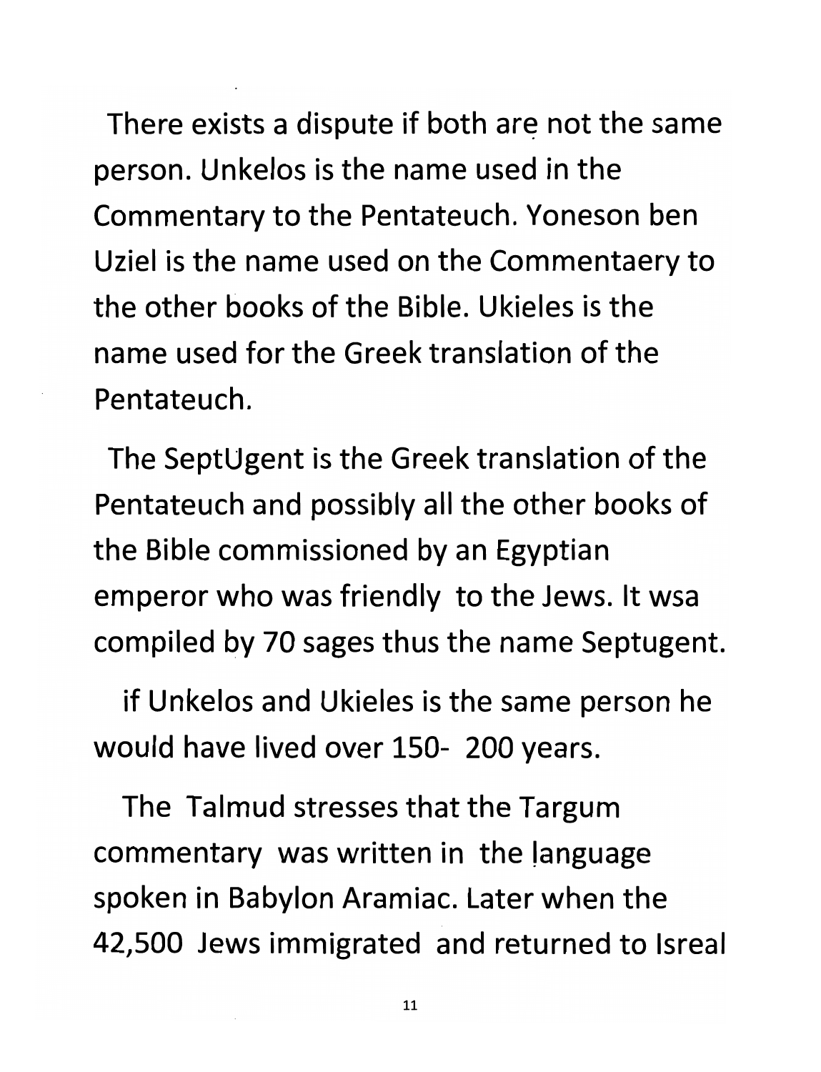There exists a dispute if both are not the same person. Unkelos is the name used in the Commentary to the Pentateuch. Yoneson ben Uziel is the name used on the Commentaery to the other books of the Bible. Ukieles is the name used for the Greek translation of the Pentateuch.

The SeptUgent is the Greek translation of the Pentateuch and possibly all the other books of the Bible commissioned by an Egyptian emperor who was friendly to the Jews. It wsa compiled by 70 sages thus the name Septugent.

if Unkelos and Ukieles is the same person he would have lived over 150- 200 years.

The Talmud stresses that the Targum commentary was written in the language spoken in Babylon Aramiac. Later when the 42,500 Jews immigrated and returned to Isreal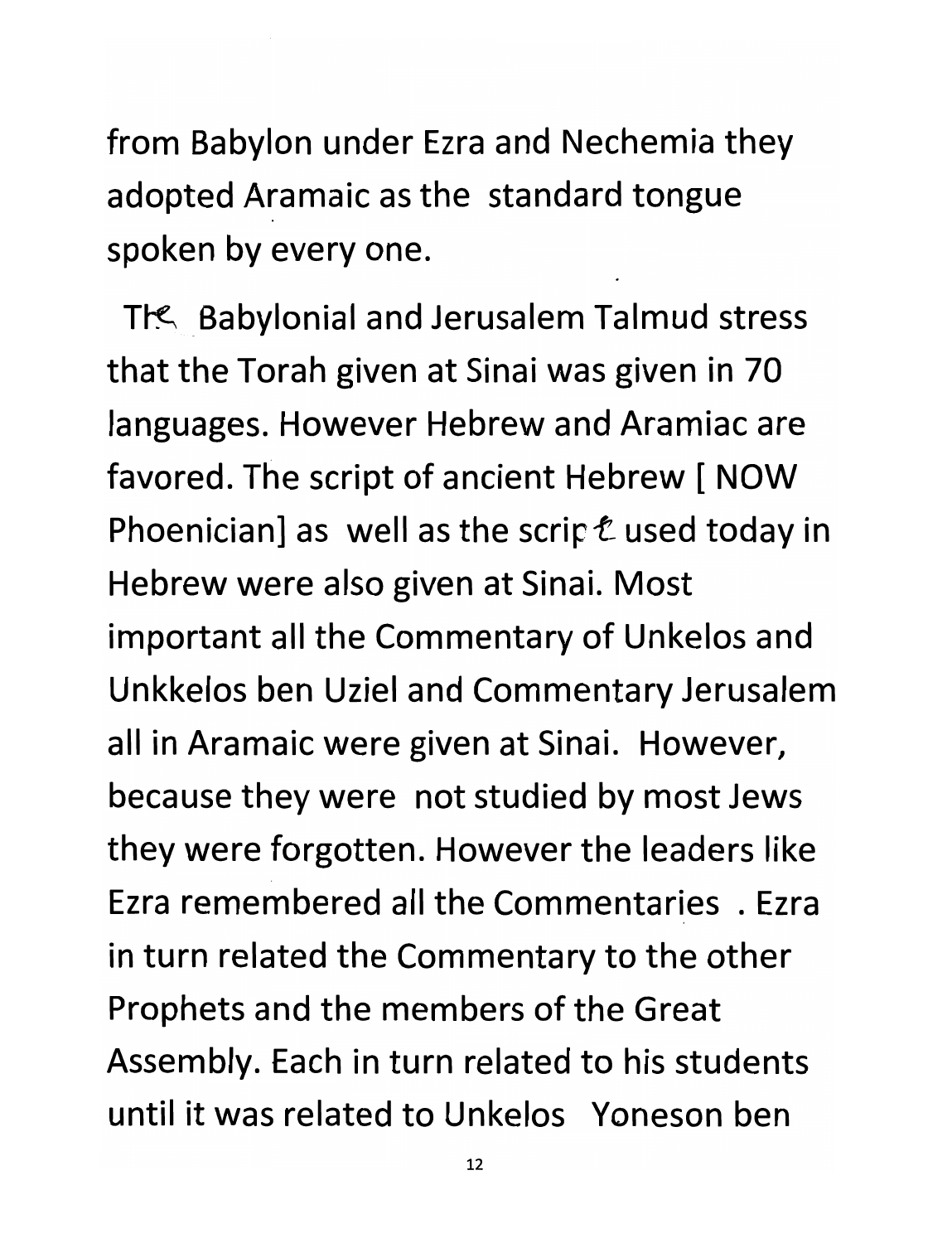from Babylon under Ezra and Nechemia they adopted Aramaic as the standard tongue spoken by every one.

The Babylonial and Jerusalem Talmud stress that the Torah given at Sinai was given in 70 languages. However Hebrew and Aramiac are favored. The script of ancient Hebrew [ NOW Phoenician] as well as the script used today in Hebrew were also given at Sinai. Most important all the Commentary of Unkelos and Unkkelos ben Uziel and Commentary Jerusalem all in Aramaic were given at Sinai. However, because they were not studied by most Jews they were forgotten. However the leaders like Ezra remembered all the Commentaries . Ezra in turn related the Commentary to the other Prophets and the members of the Great Assembly. Each in turn related to his students until it was related to Unkelos Yoneson ben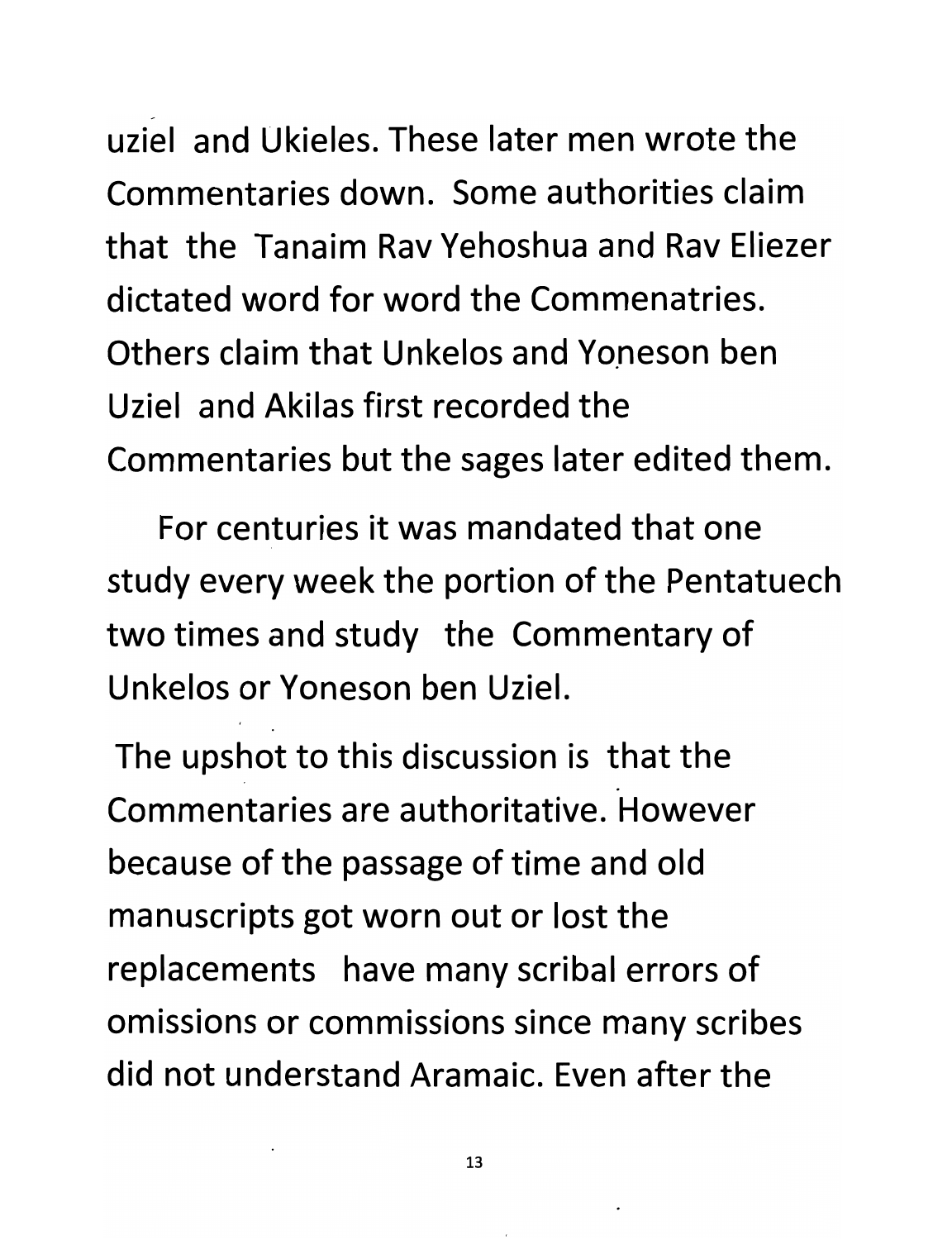uziel and Ukieles. These later men wrote the Commentaries down. Some authorities claim that the Tanaim Rav Yehoshua and Rav Eliezer dictated word for word the Commenatries. Others claim that Unkelos and Yoneson ben Uziel and Akilas first recorded the Commentaries but the sages later edited them.

For centuries it was mandated that one study every week the portion of the Pentatuech two times and study the Commentary of Unkelos or Yoneson ben Uziel.

The upshot to this discussion is that the Commentaries are authoritative. However because of the passage of time and old manuscripts got worn out or lost the replacements have many scribal errors of omissions or commissions since many scribes did not understand Aramaic. Even after the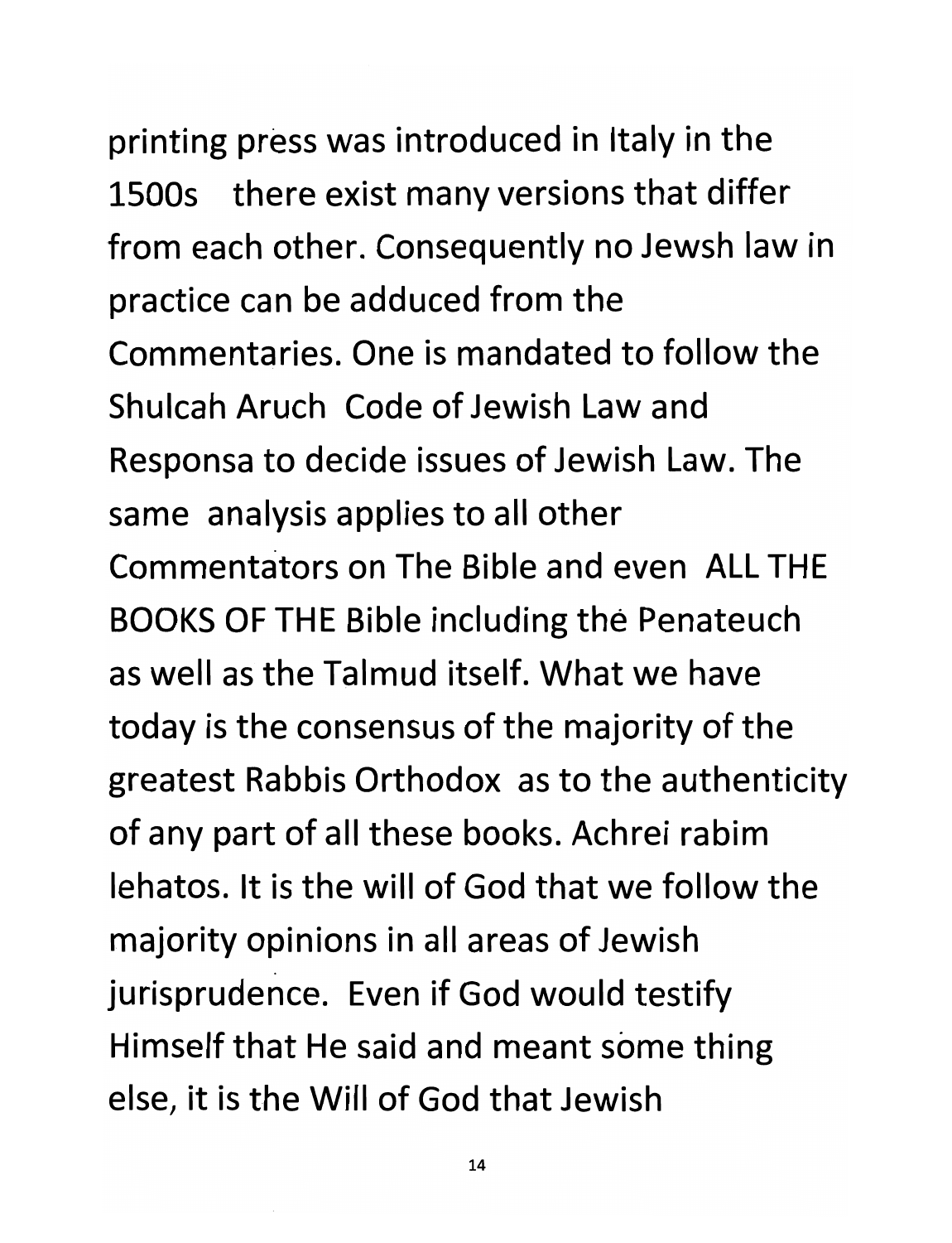printing press was introduced in Italy in the 1500s there exist many versions that differ from each other. Consequently no Jewsh law in practice can be adduced from the Commentaries. One is mandated to follow the Shulcah Aruch Code of Jewish Law and Responsa to decide issues of Jewish Law. The same analysis applies to all other Commentators on The Bible and even ALL THE BOOKS OF THE Bible including the Penateuch as well as the Talmud itself. What we have today is the consensus of the majority of the greatest Rabbis Orthodox as to the authenticity of any part of all these books. Achrei rabim lehatos. It is the will of God that we follow the majority opinions in all areas of Jewish jurisprudence. Even if God would testify Himself that He said and meant some thing else, it is the Will of God that Jewish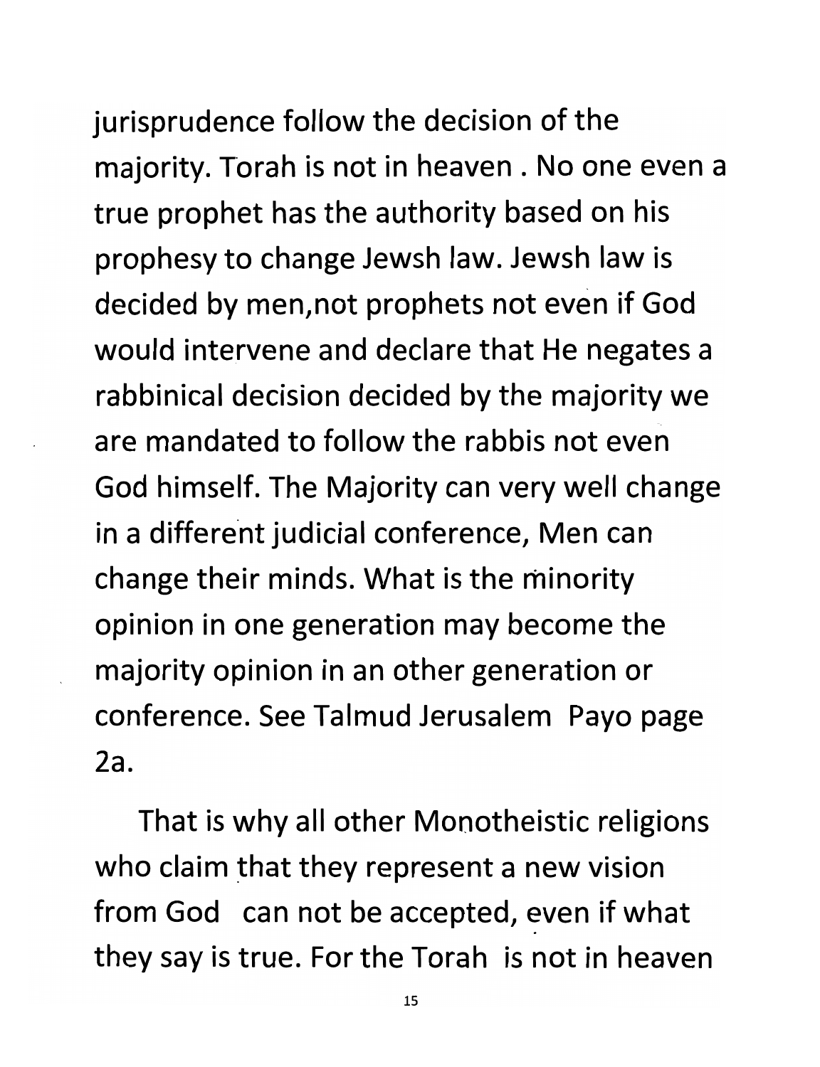jurisprudence follow the decision of the majority. Torah is not in heaven . No one even a true prophet has the authority based on his prophesy to change Jewsh law. Jewsh law is decided by men,not prophets not even if God would intervene and declare that He negates a rabbinical decision decided by the majority we are mandated to follow the rabbis not even God himself. The Majority can very well change in a different judicial conference, Men can change their minds. What is the minority opinion in one generation may become the majority opinion in an other generation or conference. See Talmud Jerusalem Payo page 2a.

That is why all other Monotheistic religions who claim that they represent a new vision from God can not be accepted, even if what they say is true. For the Torah is not in heaven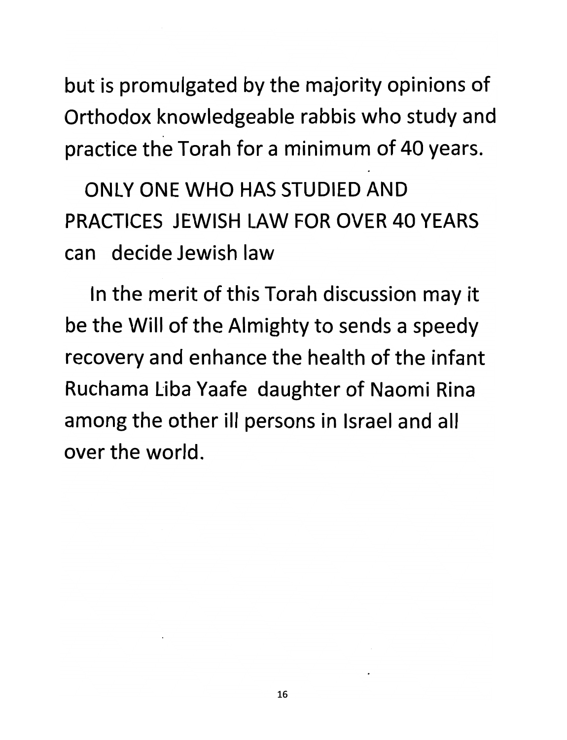but is promulgated by the majority opinions of Orthodox knowledgeable rabbis who study and practice the Torah for a minimum of 40 years.

ONLY ONE WHO HAS STUDIED AND PRACTICES JEWISH LAW FOR OVER 40 YEARS can decide Jewish law

In the merit of this Torah discussion may it be the Will of the Almighty to sends a speedy recovery and enhance the health of the infant Ruchama Liba Yaafe daughter of Naomi Rina among the other ill persons in Israel and all over the world.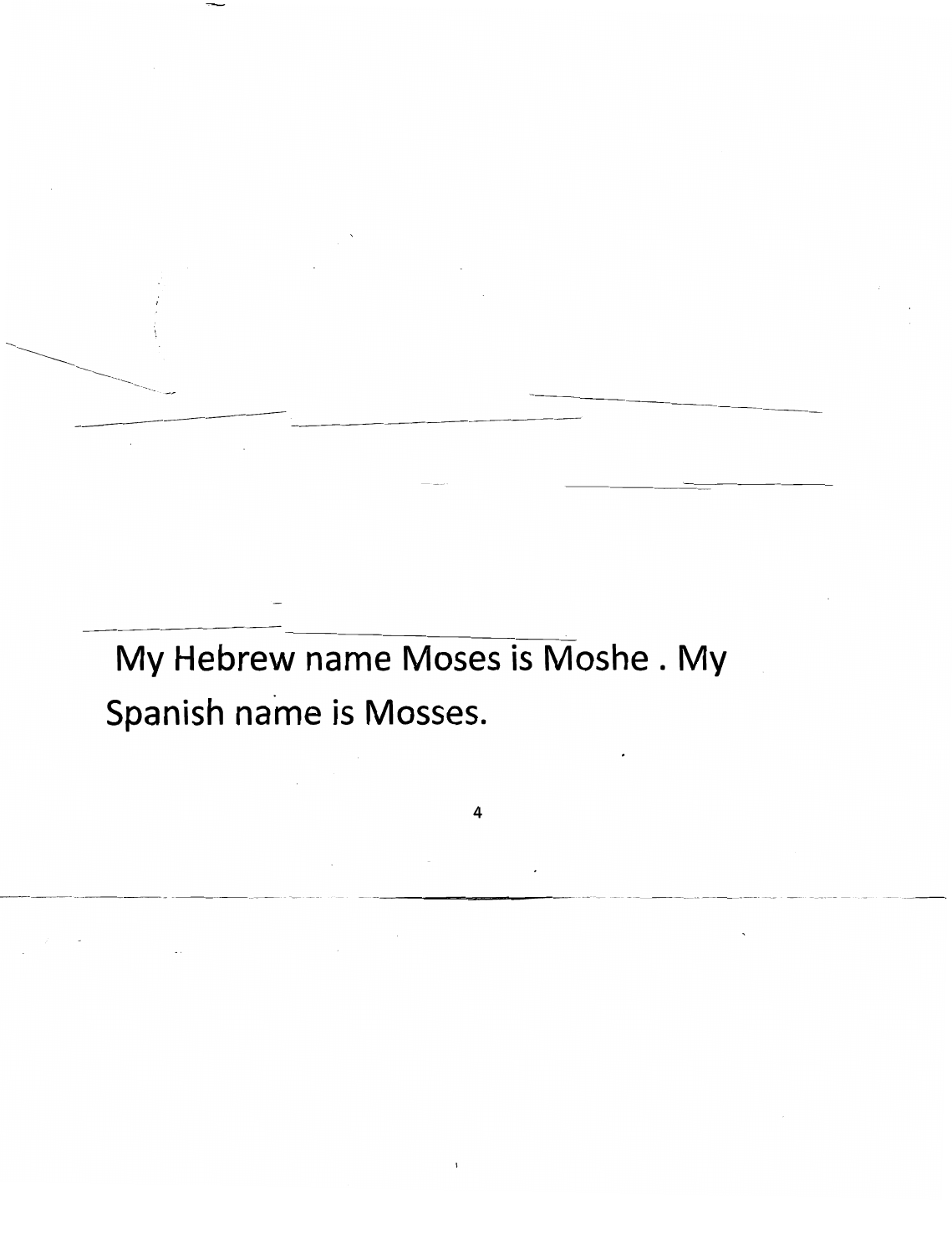My Hebrew name Moses is Moshe . My Spanish name is Mosses.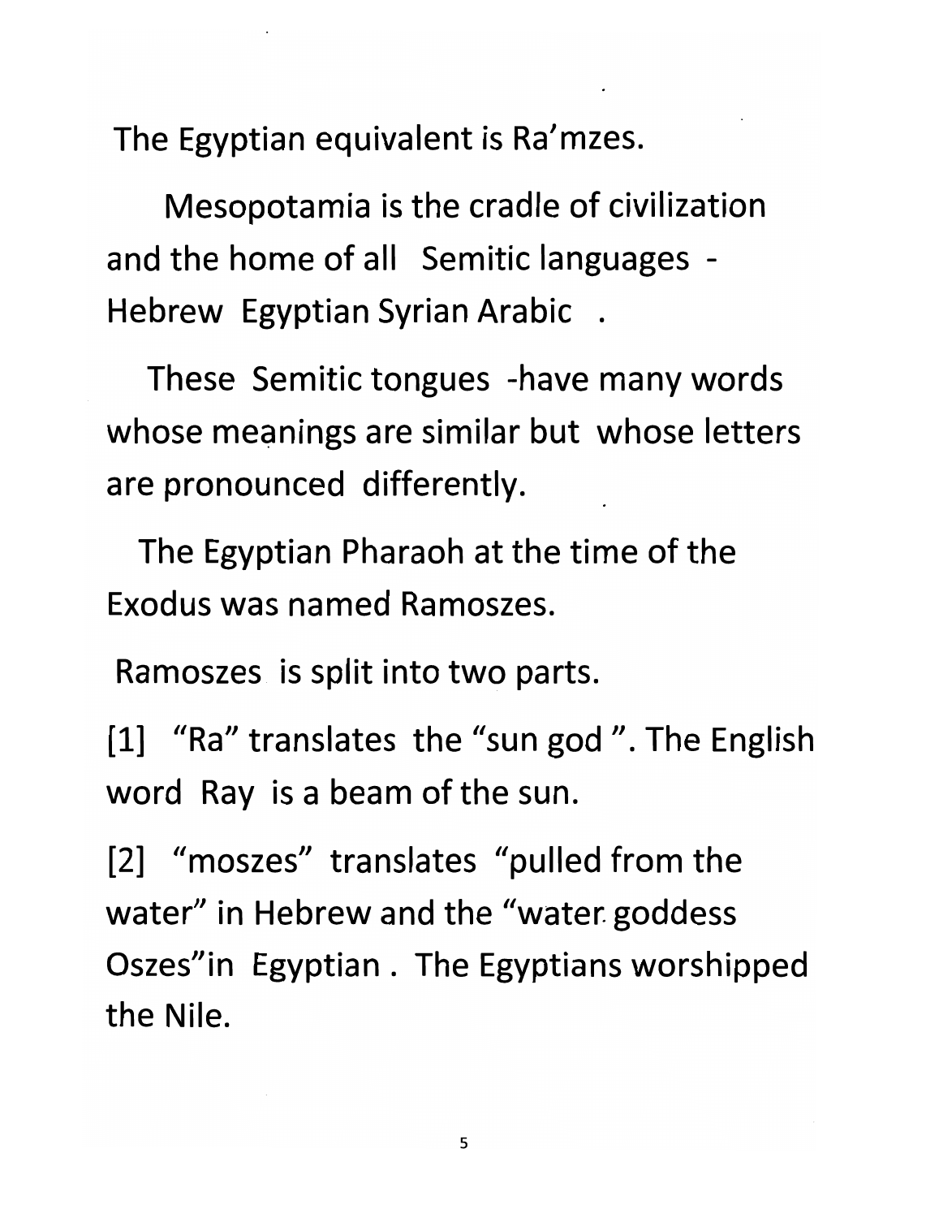The Egyptian equivalent is Ra'mzes.

Mesopotamia is the cradle of civilization and the home of all Semitic languages - Hebrew Egyptian Syrian Arabic .

These Semitic tongues -have many words whose meanings are similar but whose letters are pronounced differently.

The Egyptian Pharaoh at the time of the Exodus was named Ramoszes.

Ramoszes is split into two parts.

[1] "Ra" translates the "sun god ". The English word Ray is a beam of the sun.

[2] "moszes" translates "pulled from the water" in Hebrew and the "water goddess Oszes"in Egyptian . The Egyptians worshipped the Nile.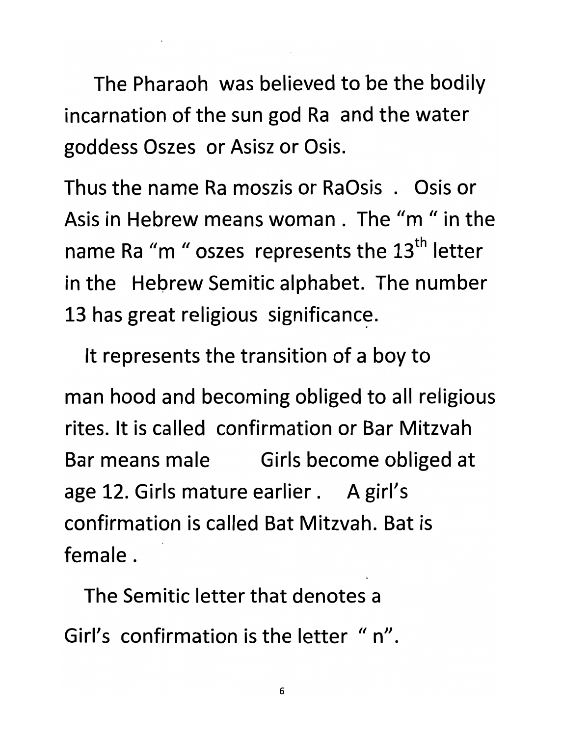The Pharaoh was believed to be the bodily incarnation of the sun god Ra and the water goddess Oszes or Asisz or Osis.

Thus the name Ra moszis or RaOsis . Osis or Asis in Hebrew means woman . The "m " in the name Ra "m " oszes represents the 13$^{th}$ letter in the Hebrew Semitic alphabet. The number 13 has great religious significance.

It represents the transition of a boy to man hood and becoming obliged to all religious rites. It is called confirmation or Bar Mitzvah Bar means male Girls become obliged at age 12. Girls mature earlier . A girl's confirmation is called Bat Mitzvah. Bat is female .

The Semitic letter that denotes a Girl's confirmation is the letter " n".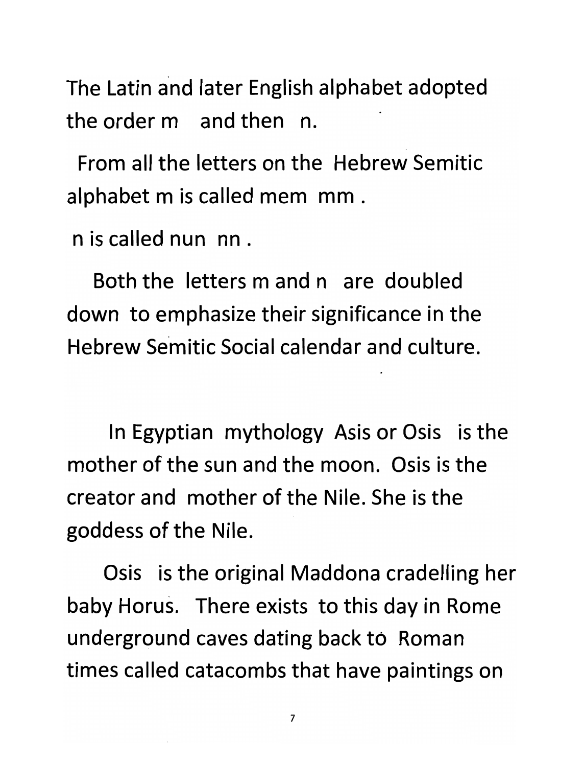The Latin and later English alphabet adopted the order m and then n.

From all the letters on the Hebrew Semitic alphabet m is called mem mm .

n is called nun nn .

Both the letters m and n are doubled down to emphasize their significance in the Hebrew Semitic Social calendar and culture.

In Egyptian mythology Asis or Osis is the mother of the sun and the moon. Osis is the creator and mother of the Nile. She is the goddess of the Nile.

Osis is the original Maddona cradelling her baby Horus. There exists to this day in Rome underground caves dating back to Roman times called catacombs that have paintings on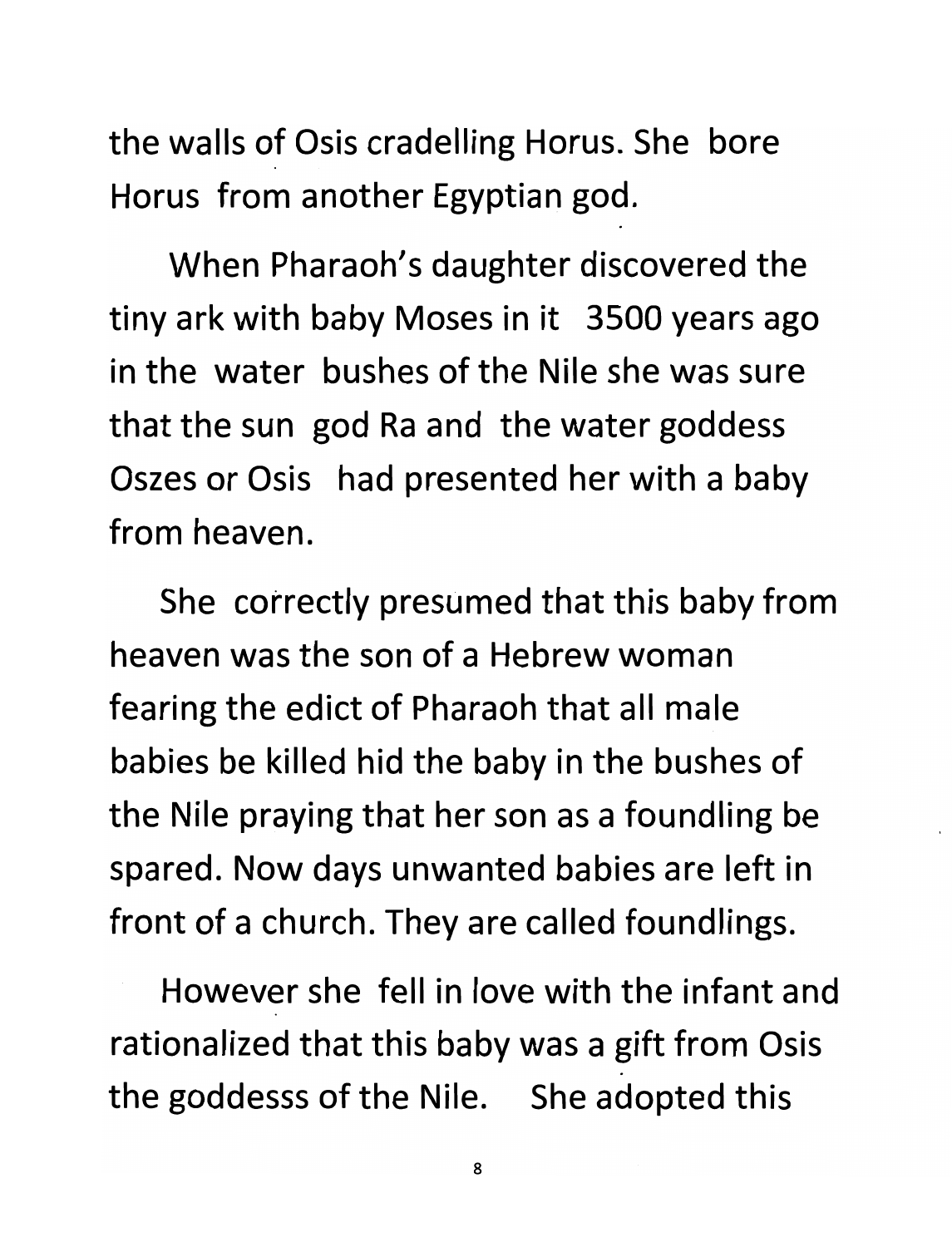the walls of Osis cradelling Horus. She bore Horus from another Egyptian god.

When Pharaoh's daughter discovered the tiny ark with baby Moses in it 3500 years ago in the water bushes of the Nile she was sure that the sun god Ra and the water goddess Oszes or Osis had presented her with a baby from heaven.

She correctly presumed that this baby from heaven was the son of a Hebrew woman fearing the edict of Pharaoh that all male babies be killed hid the baby in the bushes of the Nile praying that her son as a foundling be spared. Now days unwanted babies are left in front of a church. They are called foundlings.

However she fell in love with the infant and rationalized that this baby was a gift from Osis the goddesss of the Nile. She adopted this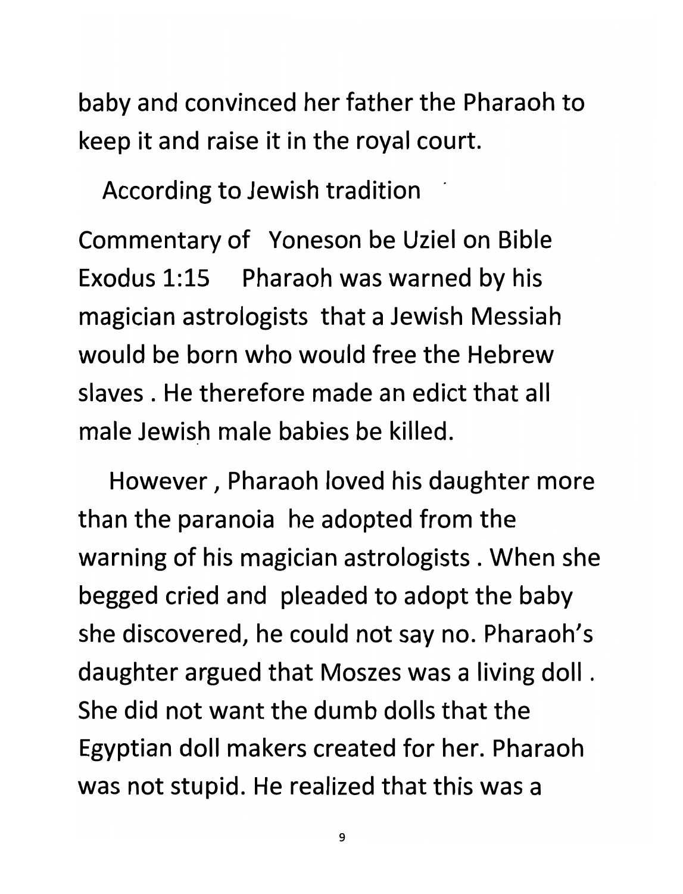baby and convinced her father the Pharaoh to keep it and raise it in the royal court.

According to Jewish tradition

Commentary of Yoneson be Uziel on Bible Exodus 1:15 Pharaoh was warned by his magician astrologists that a Jewish Messiah would be born who would free the Hebrew slaves . He therefore made an edict that all male Jewish male babies be killed.

However , Pharaoh loved his daughter more than the paranoia he adopted from the warning of his magician astrologists . When she begged cried and pleaded to adopt the baby she discovered, he could not say no. Pharaoh's daughter argued that Moszes was a living doll . She did not want the dumb dolls that the Egyptian doll makers created for her. Pharaoh was not stupid. He realized that this was a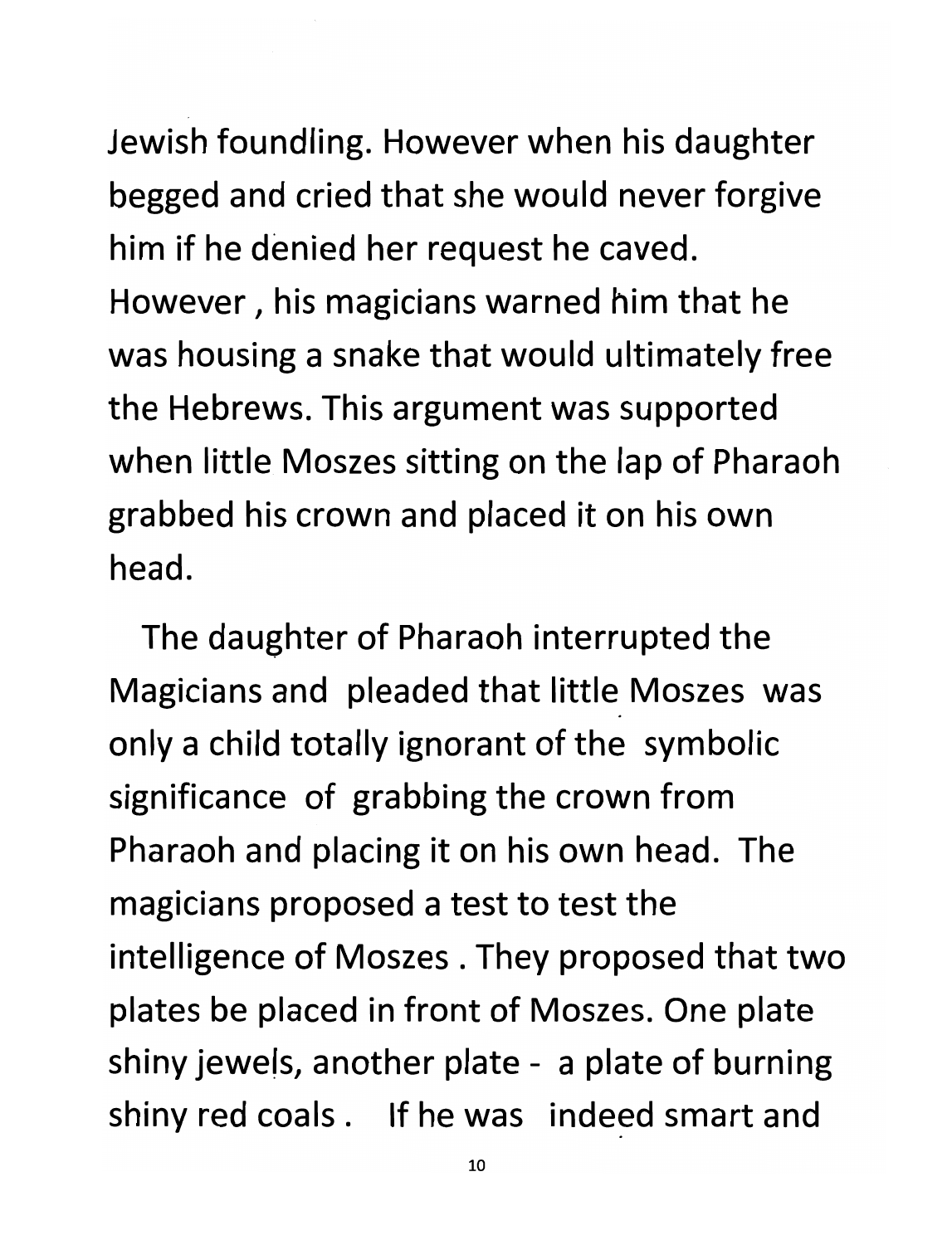Jewish foundling. However when his daughter begged and cried that she would never forgive him if he denied her request he caved. However , his magicians warned him that he was housing a snake that would ultimately free the Hebrews. This argument was supported when little Moszes sitting on the lap of Pharaoh grabbed his crown and placed it on his own head.

The daughter of Pharaoh interrupted the Magicians and pleaded that little Moszes was only a child totally ignorant of the symbolic significance of grabbing the crown from Pharaoh and placing it on his own head. The magicians proposed a test to test the intelligence of Moszes . They proposed that two plates be placed in front of Moszes. One plate shiny jewels, another plate - a plate of burning shiny red coals . If he was indeed smart and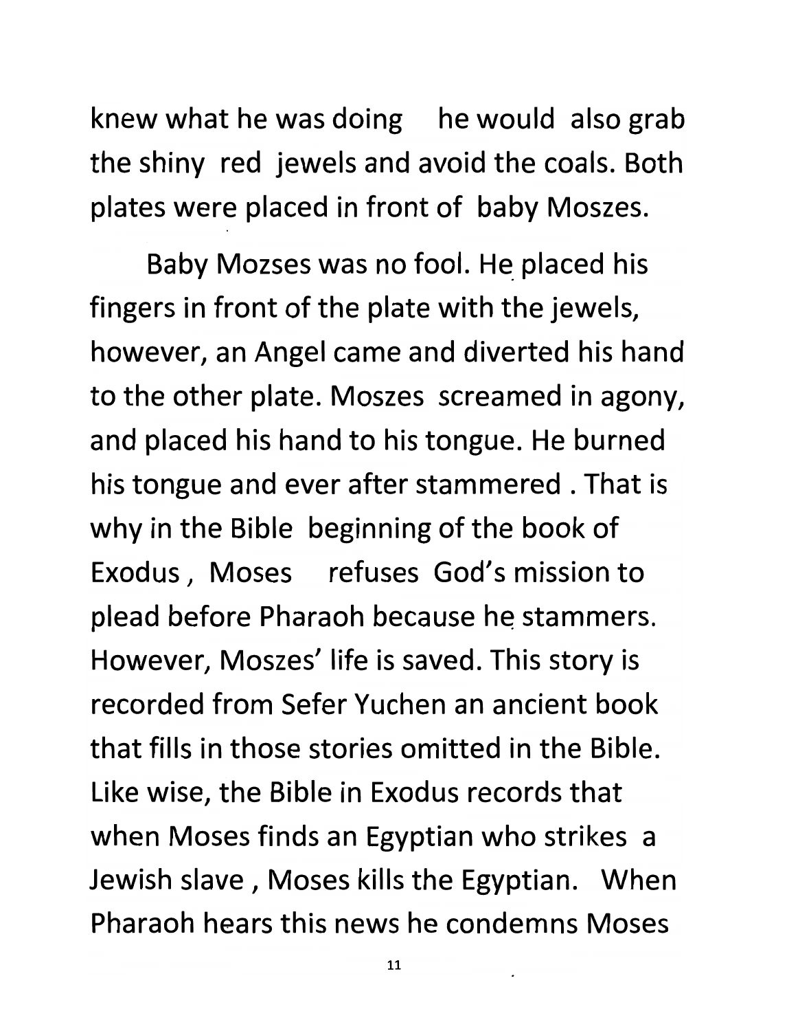knew what he was doing he would also grab the shiny red jewels and avoid the coals. Both plates were placed in front of baby Moszes.

Baby Mozses was no fool. He placed his fingers in front of the plate with the jewels, however, an Angel came and diverted his hand to the other plate. Moszes screamed in agony, and placed his hand to his tongue. He burned his tongue and ever after stammered . That is why in the Bible beginning of the book of Exodus , Moses refuses God's mission to plead before Pharaoh because he stammers. However, Moszes' life is saved. This story is recorded from Sefer Yuchen an ancient book that fills in those stories omitted in the Bible. Like wise, the Bible in Exodus records that when Moses finds an Egyptian who strikes a Jewish slave , Moses kills the Egyptian. When Pharaoh hears this news he condemns Moses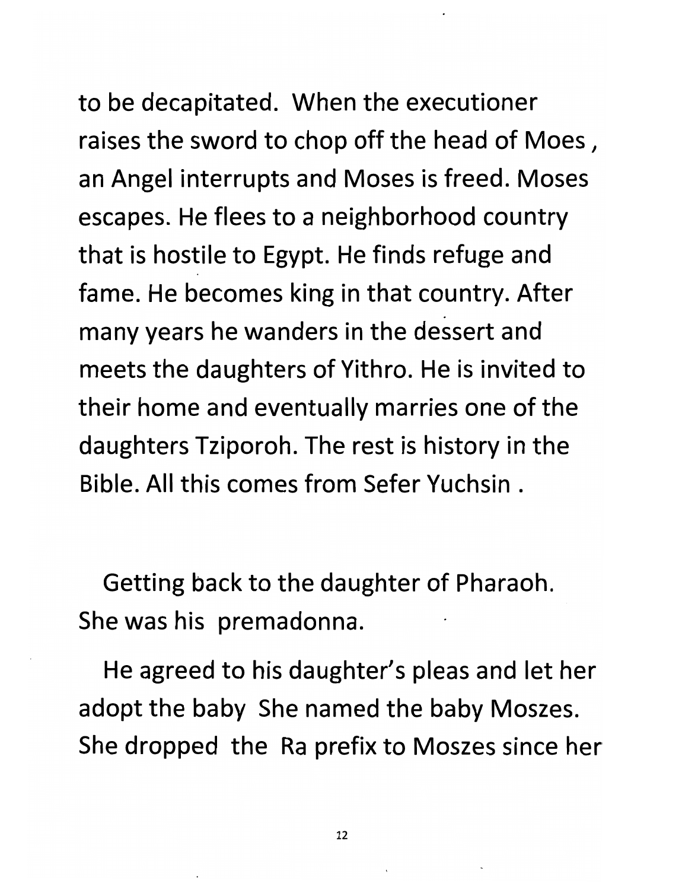to be decapitated. When the executioner raises the sword to chop off the head of Moes , an Angel interrupts and Moses is freed. Moses escapes. He flees to a neighborhood country that is hostile to Egypt. He finds refuge and fame. He becomes king in that country. After many years he wanders in the dessert and meets the daughters of Yithro. He is invited to their home and eventually marries one of the daughters Tziporoh. The rest is history in the Bible. All this comes from Sefer Yuchsin .

Getting back to the daughter of Pharaoh. She was his premadonna.

He agreed to his daughter's pleas and let her adopt the baby She named the baby Moszes. She dropped the Ra prefix to Moszes since her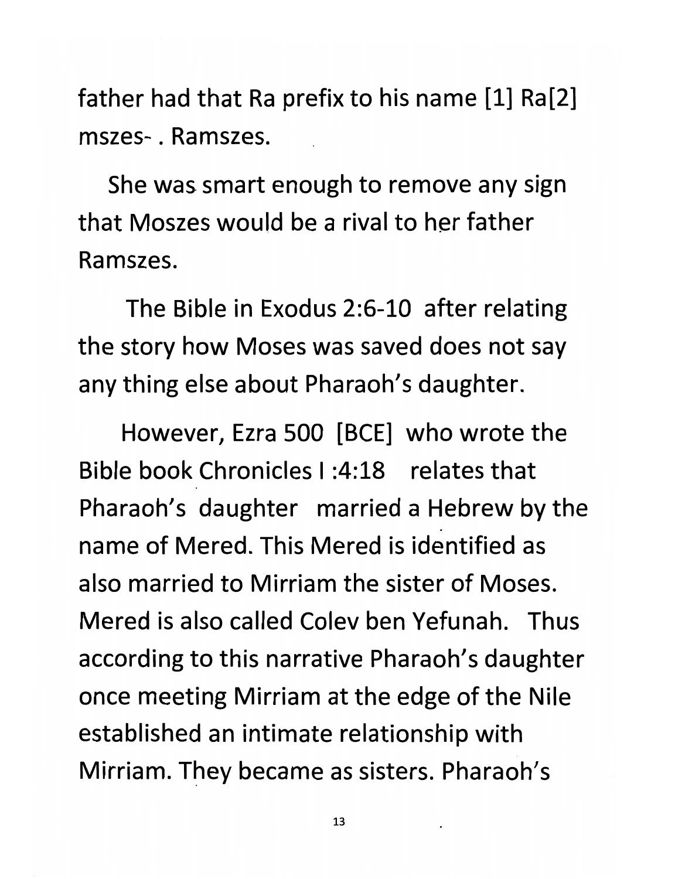father had that Ra prefix to his name [1] Ra[2] mszes- . Ramszes.

She was smart enough to remove any sign that Moszes would be a rival to her father Ramszes.

The Bible in Exodus 2:6-10 after relating the story how Moses was saved does not say any thing else about Pharaoh's daughter.

However, Ezra 500 [BCE] who wrote the Bible book Chronicles I :4:18 relates that Pharaoh's daughter married a Hebrew by the name of Mered. This Mered is identified as also married to Mirriam the sister of Moses. Mered is also called Colev ben Yefunah. Thus according to this narrative Pharaoh's daughter once meeting Mirriam at the edge of the Nile established an intimate relationship with Mirriam. They became as sisters. Pharaoh's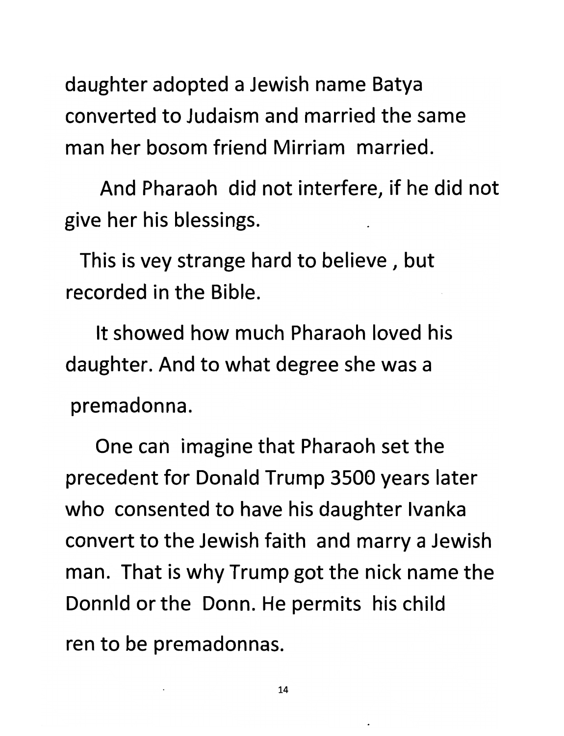daughter adopted a Jewish name Batya converted to Judaism and married the same man her bosom friend Mirriam married.

And Pharaoh did not interfere, if he did not give her his blessings.

This is vey strange hard to believe , but recorded in the Bible.

It showed how much Pharaoh loved his daughter. And to what degree she was a premadonna.

One can imagine that Pharaoh set the precedent for Donald Trump 3500 years later who consented to have his daughter Ivanka convert to the Jewish faith and marry a Jewish man. That is why Trump got the nick name the Donnld or the Donn. He permits his child ren to be premadonnas.